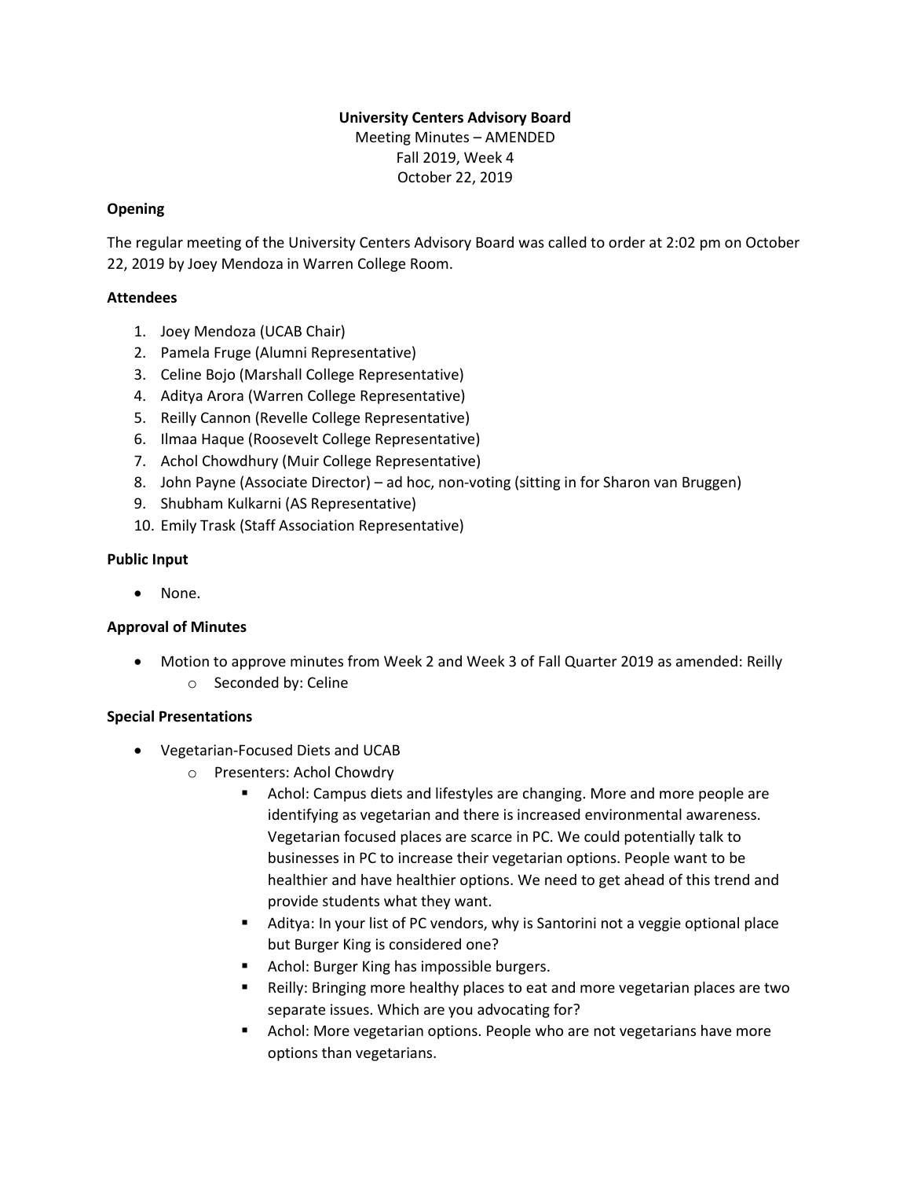# University Centers Advisory Board

Meeting Minutes – AMENDED
Fall 2019, Week 4
October 22, 2019

## Opening

The regular meeting of the University Centers Advisory Board was called to order at 2:02 pm on October 22, 2019 by Joey Mendoza in Warren College Room.

## Attendees

1. Joey Mendoza (UCAB Chair)
2. Pamela Fruge (Alumni Representative)
3. Celine Bojo (Marshall College Representative)
4. Aditya Arora (Warren College Representative)
5. Reilly Cannon (Revelle College Representative)
6. Ilmaa Haque (Roosevelt College Representative)
7. Achol Chowdhury (Muir College Representative)
8. John Payne (Associate Director) – ad hoc, non-voting (sitting in for Sharon van Bruggen)
9. Shubham Kulkarni (AS Representative)
10. Emily Trask (Staff Association Representative)

## Public Input

- None.

## Approval of Minutes

- Motion to approve minutes from Week 2 and Week 3 of Fall Quarter 2019 as amended: Reilly
  - Seconded by: Celine

## Special Presentations

- Vegetarian-Focused Diets and UCAB
  - Presenters: Achol Chowdry
    - Achol: Campus diets and lifestyles are changing. More and more people are identifying as vegetarian and there is increased environmental awareness. Vegetarian focused places are scarce in PC. We could potentially talk to businesses in PC to increase their vegetarian options. People want to be healthier and have healthier options. We need to get ahead of this trend and provide students what they want.
    - Aditya: In your list of PC vendors, why is Santorini not a veggie optional place but Burger King is considered one?
    - Achol: Burger King has impossible burgers.
    - Reilly: Bringing more healthy places to eat and more vegetarian places are two separate issues. Which are you advocating for?
    - Achol: More vegetarian options. People who are not vegetarians have more options than vegetarians.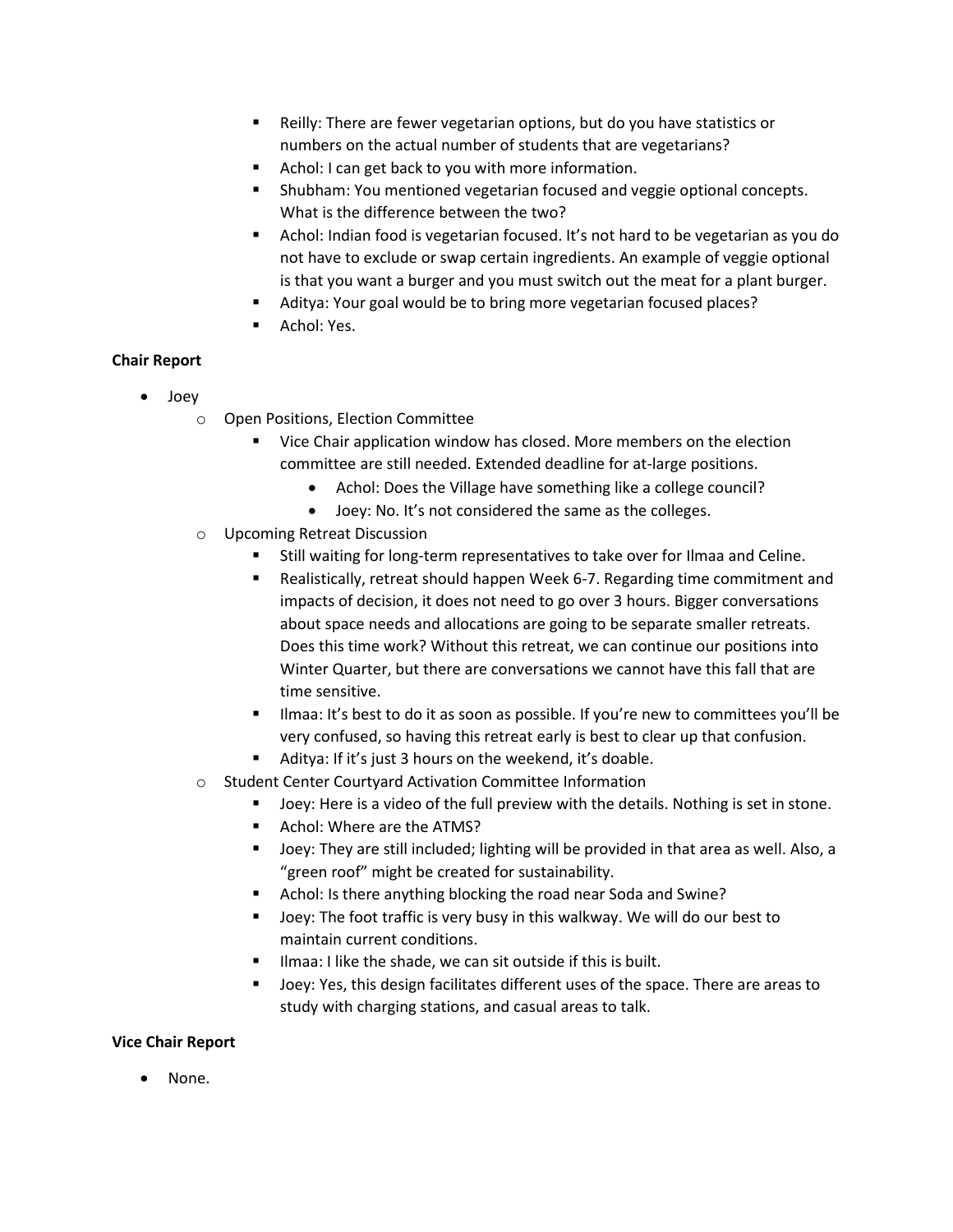- Reilly: There are fewer vegetarian options, but do you have statistics or numbers on the actual number of students that are vegetarians?
    - Achol: I can get back to you with more information.
    - Shubham: You mentioned vegetarian focused and veggie optional concepts. What is the difference between the two?
    - Achol: Indian food is vegetarian focused. It's not hard to be vegetarian as you do not have to exclude or swap certain ingredients. An example of veggie optional is that you want a burger and you must switch out the meat for a plant burger.
    - Aditya: Your goal would be to bring more vegetarian focused places?
    - Achol: Yes.

**Chair Report**

- Joey
  - Open Positions, Election Committee
    - Vice Chair application window has closed. More members on the election committee are still needed. Extended deadline for at-large positions.
      - Achol: Does the Village have something like a college council?
      - Joey: No. It's not considered the same as the colleges.
  - Upcoming Retreat Discussion
    - Still waiting for long-term representatives to take over for Ilmaa and Celine.
    - Realistically, retreat should happen Week 6-7. Regarding time commitment and impacts of decision, it does not need to go over 3 hours. Bigger conversations about space needs and allocations are going to be separate smaller retreats. Does this time work? Without this retreat, we can continue our positions into Winter Quarter, but there are conversations we cannot have this fall that are time sensitive.
    - Ilmaa: It's best to do it as soon as possible. If you're new to committees you'll be very confused, so having this retreat early is best to clear up that confusion.
    - Aditya: If it's just 3 hours on the weekend, it's doable.
  - Student Center Courtyard Activation Committee Information
    - Joey: Here is a video of the full preview with the details. Nothing is set in stone.
    - Achol: Where are the ATMS?
    - Joey: They are still included; lighting will be provided in that area as well. Also, a "green roof" might be created for sustainability.
    - Achol: Is there anything blocking the road near Soda and Swine?
    - Joey: The foot traffic is very busy in this walkway. We will do our best to maintain current conditions.
    - Ilmaa: I like the shade, we can sit outside if this is built.
    - Joey: Yes, this design facilitates different uses of the space. There are areas to study with charging stations, and casual areas to talk.

**Vice Chair Report**

- None.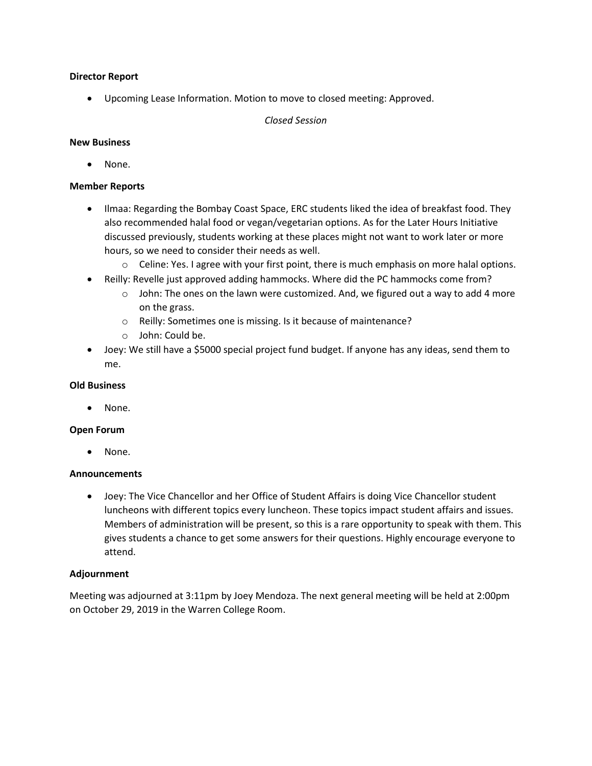**Director Report**

- Upcoming Lease Information. Motion to move to closed meeting: Approved.

*Closed Session*

**New Business**

- None.

**Member Reports**

- Ilmaa: Regarding the Bombay Coast Space, ERC students liked the idea of breakfast food. They also recommended halal food or vegan/vegetarian options. As for the Later Hours Initiative discussed previously, students working at these places might not want to work later or more hours, so we need to consider their needs as well.
    - Celine: Yes. I agree with your first point, there is much emphasis on more halal options.
- Reilly: Revelle just approved adding hammocks. Where did the PC hammocks come from?
    - John: The ones on the lawn were customized. And, we figured out a way to add 4 more on the grass.
    - Reilly: Sometimes one is missing. Is it because of maintenance?
    - John: Could be.
- Joey: We still have a $5000 special project fund budget. If anyone has any ideas, send them to me.

**Old Business**

- None.

**Open Forum**

- None.

**Announcements**

- Joey: The Vice Chancellor and her Office of Student Affairs is doing Vice Chancellor student luncheons with different topics every luncheon. These topics impact student affairs and issues. Members of administration will be present, so this is a rare opportunity to speak with them. This gives students a chance to get some answers for their questions. Highly encourage everyone to attend.

**Adjournment**

Meeting was adjourned at 3:11pm by Joey Mendoza. The next general meeting will be held at 2:00pm on October 29, 2019 in the Warren College Room.